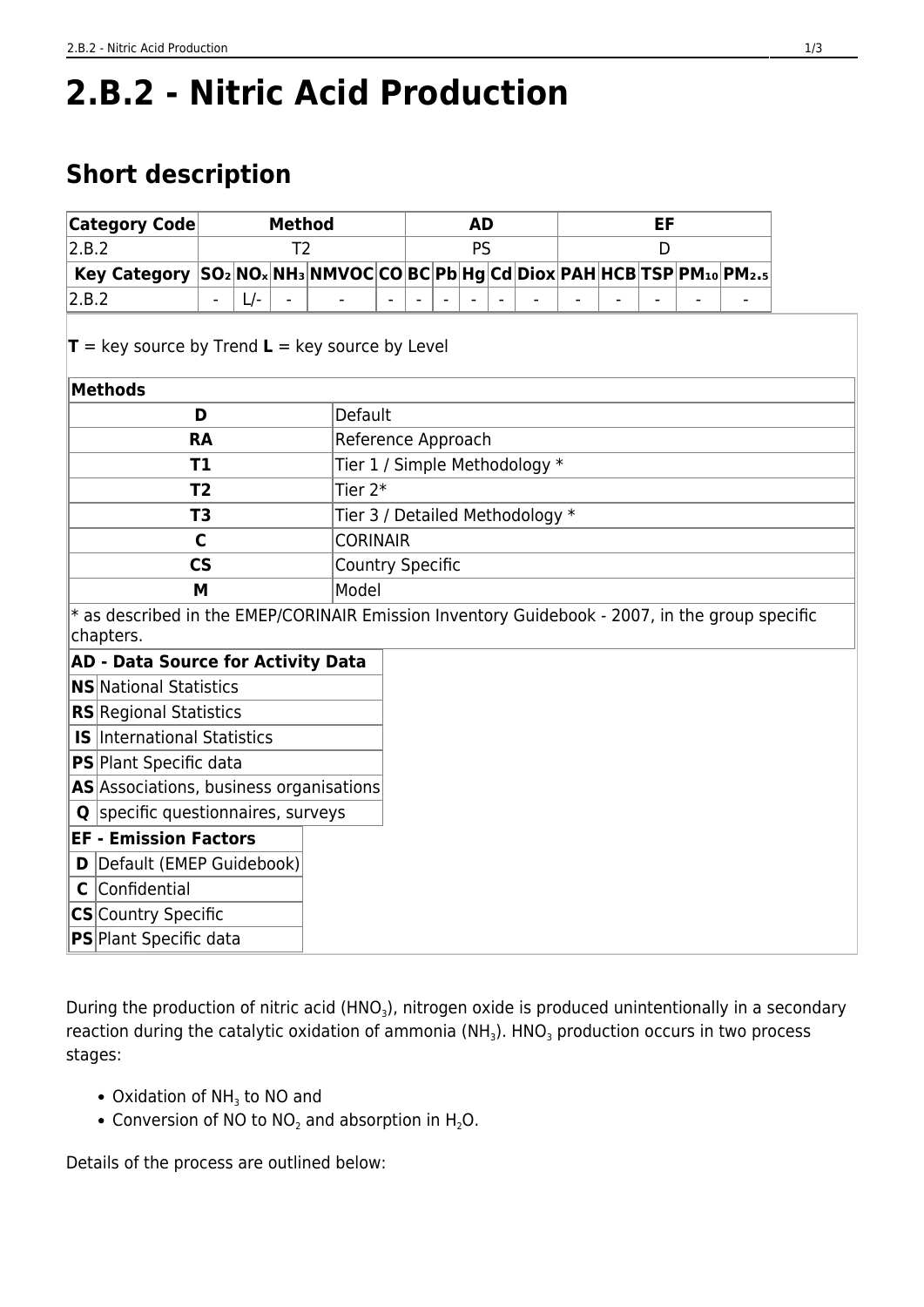# 2.B.2 - Nitric Acid Production

## Short description

| Category Code | Method | | | | AD | | | | | EF | | | | | |
|---|---|---|---|---|---|---|---|---|---|---|---|---|---|---|---|
| 2.B.2 | T2 | | | | PS | | | | | D | | | | | |
| **Key Category** | **$SO_2$** | **$NO_x$** | **$NH_3$** | **NMVOC** | **CO** | **BC** | **Pb** | **Hg** | **Cd** | **Diox** | **PAH** | **HCB** | **TSP** | **$PM_{10}$** | **$PM_{2.5}$** |
| 2.B.2 | - | L/- | - | - | - | - | - | - | - | - | - | - | - | - | - |

**T** = key source by Trend **L** = key source by Level

| **Methods** | |
|---|---|
| **D** | Default |
| **RA** | Reference Approach |
| **T1** | Tier 1 / Simple Methodology * |
| **T2** | Tier 2* |
| **T3** | Tier 3 / Detailed Methodology * |
| **C** | CORINAIR |
| **CS** | Country Specific |
| **M** | Model |

* as described in the EMEP/CORINAIR Emission Inventory Guidebook - 2007, in the group specific chapters.

| **AD - Data Source for Activity Data** | |
|---|---|
| **NS** | National Statistics |
| **RS** | Regional Statistics |
| **IS** | International Statistics |
| **PS** | Plant Specific data |
| **AS** | Associations, business organisations |
| **Q** | specific questionnaires, surveys |

| **EF - Emission Factors** | |
|---|---|
| **D** | Default (EMEP Guidebook) |
| **C** | Confidential |
| **CS** | Country Specific |
| **PS** | Plant Specific data |

During the production of nitric acid ($HNO_3$), nitrogen oxide is produced unintentionally in a secondary reaction during the catalytic oxidation of ammonia ($NH_3$). $HNO_3$ production occurs in two process stages:

- Oxidation of $NH_3$ to NO and
- Conversion of NO to $NO_2$ and absorption in $H_2O$.

Details of the process are outlined below: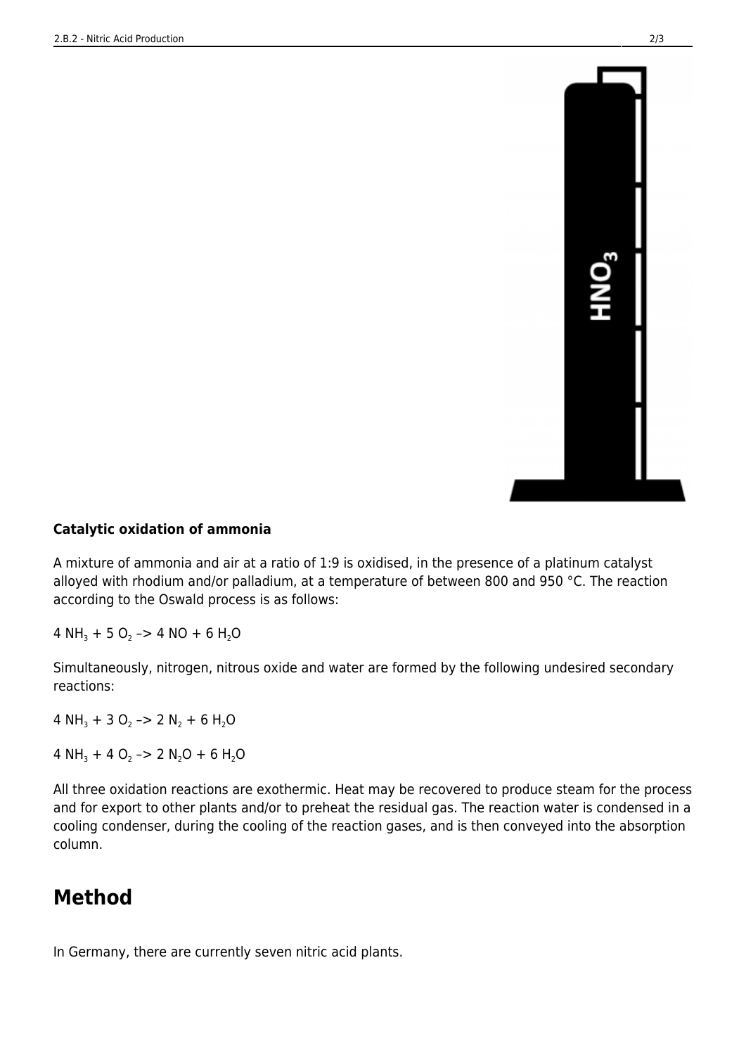**Catalytic oxidation of ammonia**

A mixture of ammonia and air at a ratio of 1:9 is oxidised, in the presence of a platinum catalyst alloyed with rhodium and/or palladium, at a temperature of between 800 and 950 °C. The reaction according to the Oswald process is as follows:

$4\ NH_3 + 5\ O_2 \rightarrow 4\ NO + 6\ H_2O$

Simultaneously, nitrogen, nitrous oxide and water are formed by the following undesired secondary reactions:

$4\ NH_3 + 3\ O_2 \rightarrow 2\ N_2 + 6\ H_2O$

$4\ NH_3 + 4\ O_2 \rightarrow 2\ N_2O + 6\ H_2O$

All three oxidation reactions are exothermic. Heat may be recovered to produce steam for the process and for export to other plants and/or to preheat the residual gas. The reaction water is condensed in a cooling condenser, during the cooling of the reaction gases, and is then conveyed into the absorption column.

## Method

In Germany, there are currently seven nitric acid plants.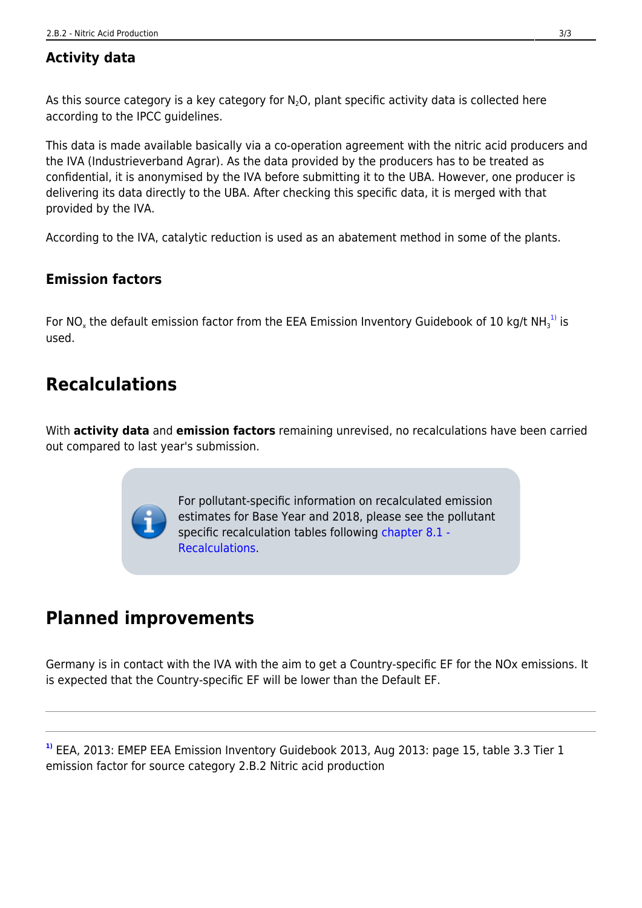### Activity data

As this source category is a key category for $N_2O$, plant specific activity data is collected here according to the IPCC guidelines.

This data is made available basically via a co-operation agreement with the nitric acid producers and the IVA (Industrieverband Agrar). As the data provided by the producers has to be treated as confidential, it is anonymised by the IVA before submitting it to the UBA. However, one producer is delivering its data directly to the UBA. After checking this specific data, it is merged with that provided by the IVA.

According to the IVA, catalytic reduction is used as an abatement method in some of the plants.

### Emission factors

For $NO_x$ the default emission factor from the EEA Emission Inventory Guidebook of 10 kg/t $NH_3$[1] is used.

## Recalculations

With **activity data** and **emission factors** remaining unrevised, no recalculations have been carried out compared to last year's submission.

For pollutant-specific information on recalculated emission estimates for Base Year and 2018, please see the pollutant specific recalculation tables following chapter 8.1 - Recalculations.

## Planned improvements

Germany is in contact with the IVA with the aim to get a Country-specific EF for the NOx emissions. It is expected that the Country-specific EF will be lower than the Default EF.

---

[1] EEA, 2013: EMEP EEA Emission Inventory Guidebook 2013, Aug 2013: page 15, table 3.3 Tier 1 emission factor for source category 2.B.2 Nitric acid production